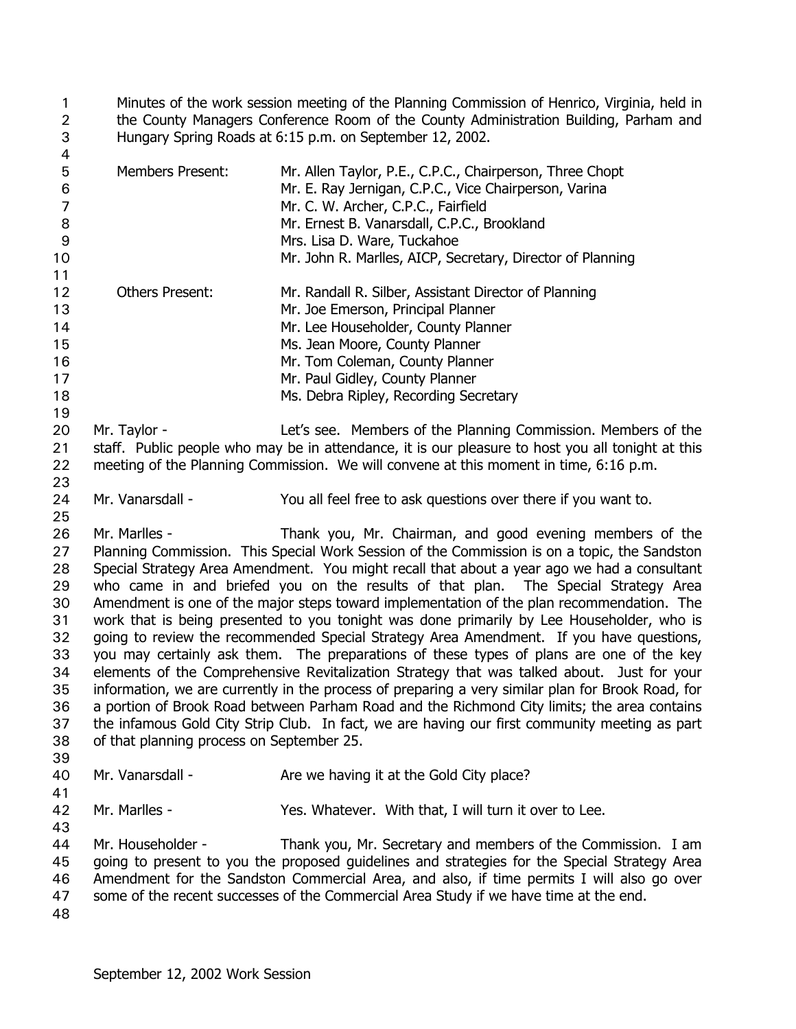Minutes of the work session meeting of the Planning Commission of Henrico, Virginia, held in the County Managers Conference Room of the County Administration Building, Parham and Hungary Spring Roads at 6:15 p.m. on September 12, 2002.

Members Present: Mr. Allen Taylor, P.E., C.P.C., Chairperson, Three Chopt
Mr. E. Ray Jernigan, C.P.C., Vice Chairperson, Varina
Mr. C. W. Archer, C.P.C., Fairfield
Mr. Ernest B. Vanarsdall, C.P.C., Brookland
Mrs. Lisa D. Ware, Tuckahoe
Mr. John R. Marlles, AICP, Secretary, Director of Planning

Others Present: Mr. Randall R. Silber, Assistant Director of Planning
Mr. Joe Emerson, Principal Planner
Mr. Lee Householder, County Planner
Ms. Jean Moore, County Planner
Mr. Tom Coleman, County Planner
Mr. Paul Gidley, County Planner
Ms. Debra Ripley, Recording Secretary

Mr. Taylor - Let's see. Members of the Planning Commission. Members of the staff. Public people who may be in attendance, it is our pleasure to host you all tonight at this meeting of the Planning Commission. We will convene at this moment in time, 6:16 p.m.

Mr. Vanarsdall - You all feel free to ask questions over there if you want to.

Mr. Marlles - Thank you, Mr. Chairman, and good evening members of the Planning Commission. This Special Work Session of the Commission is on a topic, the Sandston Special Strategy Area Amendment. You might recall that about a year ago we had a consultant who came in and briefed you on the results of that plan. The Special Strategy Area Amendment is one of the major steps toward implementation of the plan recommendation. The work that is being presented to you tonight was done primarily by Lee Householder, who is going to review the recommended Special Strategy Area Amendment. If you have questions, you may certainly ask them. The preparations of these types of plans are one of the key elements of the Comprehensive Revitalization Strategy that was talked about. Just for your information, we are currently in the process of preparing a very similar plan for Brook Road, for a portion of Brook Road between Parham Road and the Richmond City limits; the area contains the infamous Gold City Strip Club. In fact, we are having our first community meeting as part of that planning process on September 25.

Mr. Vanarsdall - Are we having it at the Gold City place?

Mr. Marlles - Yes. Whatever. With that, I will turn it over to Lee.

Mr. Householder - Thank you, Mr. Secretary and members of the Commission. I am going to present to you the proposed guidelines and strategies for the Special Strategy Area Amendment for the Sandston Commercial Area, and also, if time permits I will also go over some of the recent successes of the Commercial Area Study if we have time at the end.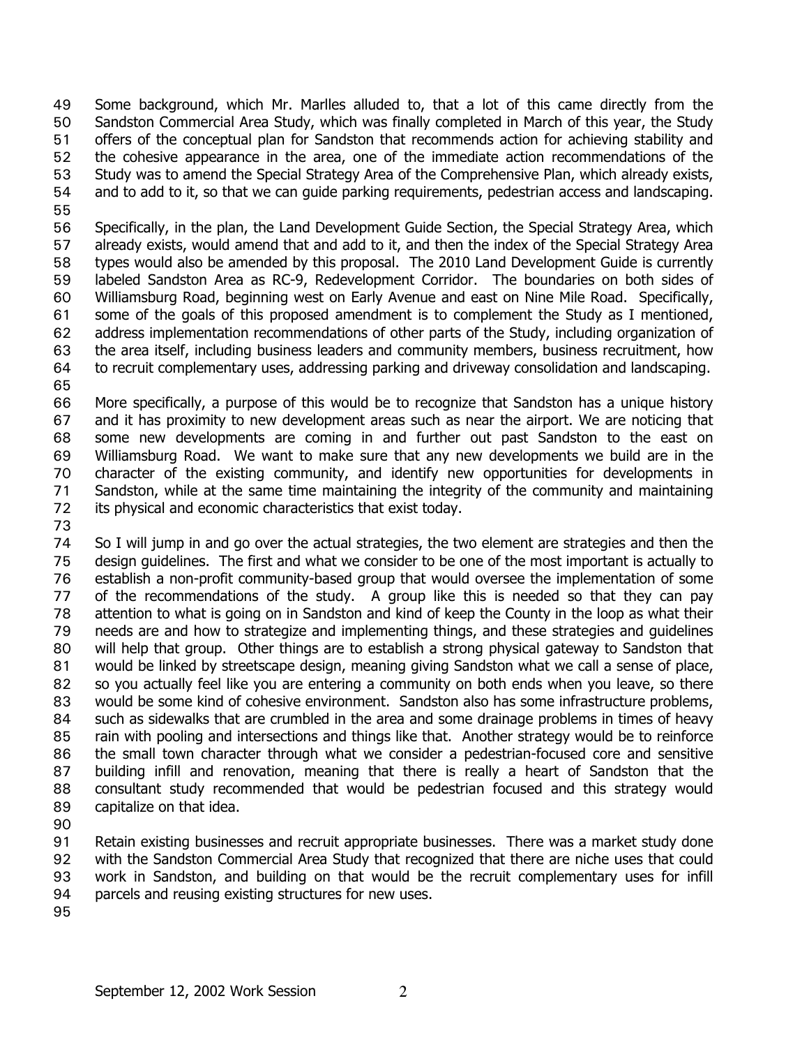Some background, which Mr. Marlles alluded to, that a lot of this came directly from the Sandston Commercial Area Study, which was finally completed in March of this year, the Study offers of the conceptual plan for Sandston that recommends action for achieving stability and the cohesive appearance in the area, one of the immediate action recommendations of the Study was to amend the Special Strategy Area of the Comprehensive Plan, which already exists, and to add to it, so that we can guide parking requirements, pedestrian access and landscaping.

Specifically, in the plan, the Land Development Guide Section, the Special Strategy Area, which already exists, would amend that and add to it, and then the index of the Special Strategy Area types would also be amended by this proposal. The 2010 Land Development Guide is currently labeled Sandston Area as RC-9, Redevelopment Corridor. The boundaries on both sides of Williamsburg Road, beginning west on Early Avenue and east on Nine Mile Road. Specifically, some of the goals of this proposed amendment is to complement the Study as I mentioned, address implementation recommendations of other parts of the Study, including organization of the area itself, including business leaders and community members, business recruitment, how to recruit complementary uses, addressing parking and driveway consolidation and landscaping.

More specifically, a purpose of this would be to recognize that Sandston has a unique history and it has proximity to new development areas such as near the airport. We are noticing that some new developments are coming in and further out past Sandston to the east on Williamsburg Road. We want to make sure that any new developments we build are in the character of the existing community, and identify new opportunities for developments in Sandston, while at the same time maintaining the integrity of the community and maintaining its physical and economic characteristics that exist today.

So I will jump in and go over the actual strategies, the two element are strategies and then the design guidelines. The first and what we consider to be one of the most important is actually to establish a non-profit community-based group that would oversee the implementation of some of the recommendations of the study. A group like this is needed so that they can pay attention to what is going on in Sandston and kind of keep the County in the loop as what their needs are and how to strategize and implementing things, and these strategies and guidelines will help that group. Other things are to establish a strong physical gateway to Sandston that would be linked by streetscape design, meaning giving Sandston what we call a sense of place, so you actually feel like you are entering a community on both ends when you leave, so there would be some kind of cohesive environment. Sandston also has some infrastructure problems, such as sidewalks that are crumbled in the area and some drainage problems in times of heavy rain with pooling and intersections and things like that. Another strategy would be to reinforce the small town character through what we consider a pedestrian-focused core and sensitive building infill and renovation, meaning that there is really a heart of Sandston that the consultant study recommended that would be pedestrian focused and this strategy would capitalize on that idea.

Retain existing businesses and recruit appropriate businesses. There was a market study done with the Sandston Commercial Area Study that recognized that there are niche uses that could work in Sandston, and building on that would be the recruit complementary uses for infill parcels and reusing existing structures for new uses.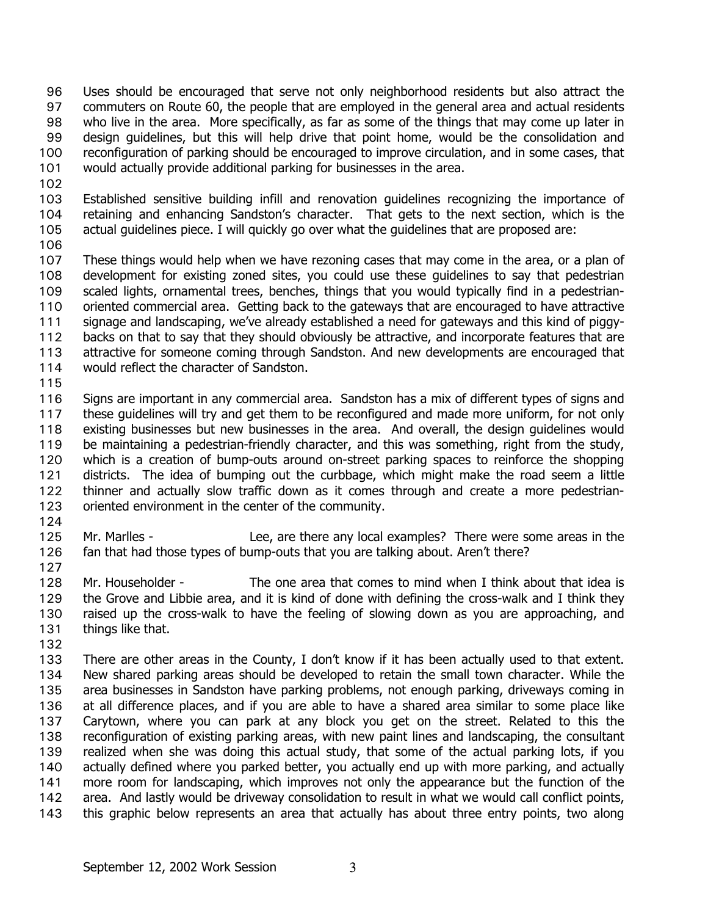Uses should be encouraged that serve not only neighborhood residents but also attract the commuters on Route 60, the people that are employed in the general area and actual residents who live in the area. More specifically, as far as some of the things that may come up later in design guidelines, but this will help drive that point home, would be the consolidation and reconfiguration of parking should be encouraged to improve circulation, and in some cases, that would actually provide additional parking for businesses in the area.

Established sensitive building infill and renovation guidelines recognizing the importance of retaining and enhancing Sandston's character. That gets to the next section, which is the actual guidelines piece. I will quickly go over what the guidelines that are proposed are:

These things would help when we have rezoning cases that may come in the area, or a plan of development for existing zoned sites, you could use these guidelines to say that pedestrian scaled lights, ornamental trees, benches, things that you would typically find in a pedestrian-oriented commercial area. Getting back to the gateways that are encouraged to have attractive signage and landscaping, we've already established a need for gateways and this kind of piggy-backs on that to say that they should obviously be attractive, and incorporate features that are attractive for someone coming through Sandston. And new developments are encouraged that would reflect the character of Sandston.

Signs are important in any commercial area. Sandston has a mix of different types of signs and these guidelines will try and get them to be reconfigured and made more uniform, for not only existing businesses but new businesses in the area. And overall, the design guidelines would be maintaining a pedestrian-friendly character, and this was something, right from the study, which is a creation of bump-outs around on-street parking spaces to reinforce the shopping districts. The idea of bumping out the curbbage, which might make the road seem a little thinner and actually slow traffic down as it comes through and create a more pedestrian-oriented environment in the center of the community.

Mr. Marlles - Lee, are there any local examples? There were some areas in the fan that had those types of bump-outs that you are talking about. Aren't there?

Mr. Householder - The one area that comes to mind when I think about that idea is the Grove and Libbie area, and it is kind of done with defining the cross-walk and I think they raised up the cross-walk to have the feeling of slowing down as you are approaching, and things like that.

There are other areas in the County, I don't know if it has been actually used to that extent. New shared parking areas should be developed to retain the small town character. While the area businesses in Sandston have parking problems, not enough parking, driveways coming in at all difference places, and if you are able to have a shared area similar to some place like Carytown, where you can park at any block you get on the street. Related to this the reconfiguration of existing parking areas, with new paint lines and landscaping, the consultant realized when she was doing this actual study, that some of the actual parking lots, if you actually defined where you parked better, you actually end up with more parking, and actually more room for landscaping, which improves not only the appearance but the function of the area. And lastly would be driveway consolidation to result in what we would call conflict points, this graphic below represents an area that actually has about three entry points, two along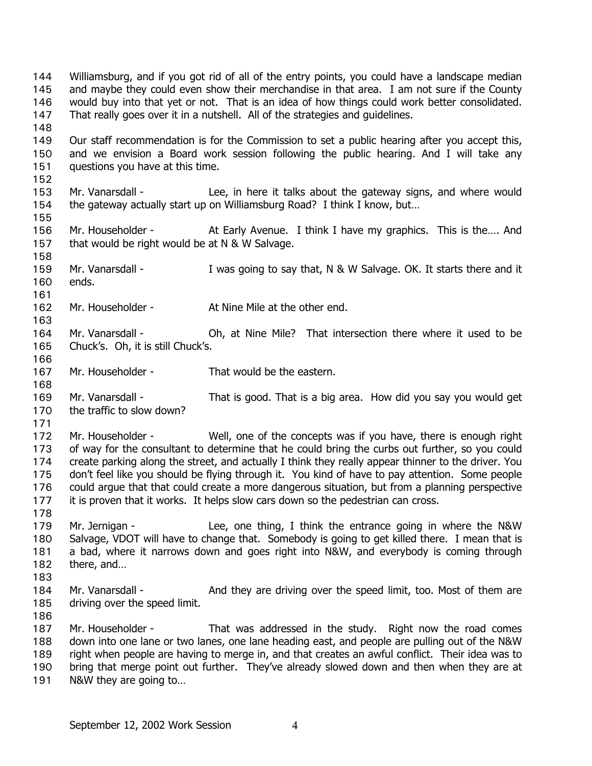Williamsburg, and if you got rid of all of the entry points, you could have a landscape median and maybe they could even show their merchandise in that area. I am not sure if the County would buy into that yet or not. That is an idea of how things could work better consolidated. That really goes over it in a nutshell. All of the strategies and guidelines.

Our staff recommendation is for the Commission to set a public hearing after you accept this, and we envision a Board work session following the public hearing. And I will take any questions you have at this time.

Mr. Vanarsdall - Lee, in here it talks about the gateway signs, and where would the gateway actually start up on Williamsburg Road? I think I know, but…

Mr. Householder - At Early Avenue. I think I have my graphics. This is the…. And that would be right would be at N & W Salvage.

Mr. Vanarsdall - I was going to say that, N & W Salvage. OK. It starts there and it ends.

Mr. Householder - At Nine Mile at the other end.

Mr. Vanarsdall - Oh, at Nine Mile? That intersection there where it used to be Chuck's. Oh, it is still Chuck's.

Mr. Householder - That would be the eastern.

Mr. Vanarsdall - That is good. That is a big area. How did you say you would get the traffic to slow down?

Mr. Householder - Well, one of the concepts was if you have, there is enough right of way for the consultant to determine that he could bring the curbs out further, so you could create parking along the street, and actually I think they really appear thinner to the driver. You don't feel like you should be flying through it. You kind of have to pay attention. Some people could argue that that could create a more dangerous situation, but from a planning perspective it is proven that it works. It helps slow cars down so the pedestrian can cross.

Mr. Jernigan - Lee, one thing, I think the entrance going in where the N&W Salvage, VDOT will have to change that. Somebody is going to get killed there. I mean that is a bad, where it narrows down and goes right into N&W, and everybody is coming through there, and…

Mr. Vanarsdall - And they are driving over the speed limit, too. Most of them are driving over the speed limit.

Mr. Householder - That was addressed in the study. Right now the road comes down into one lane or two lanes, one lane heading east, and people are pulling out of the N&W right when people are having to merge in, and that creates an awful conflict. Their idea was to bring that merge point out further. They've already slowed down and then when they are at N&W they are going to…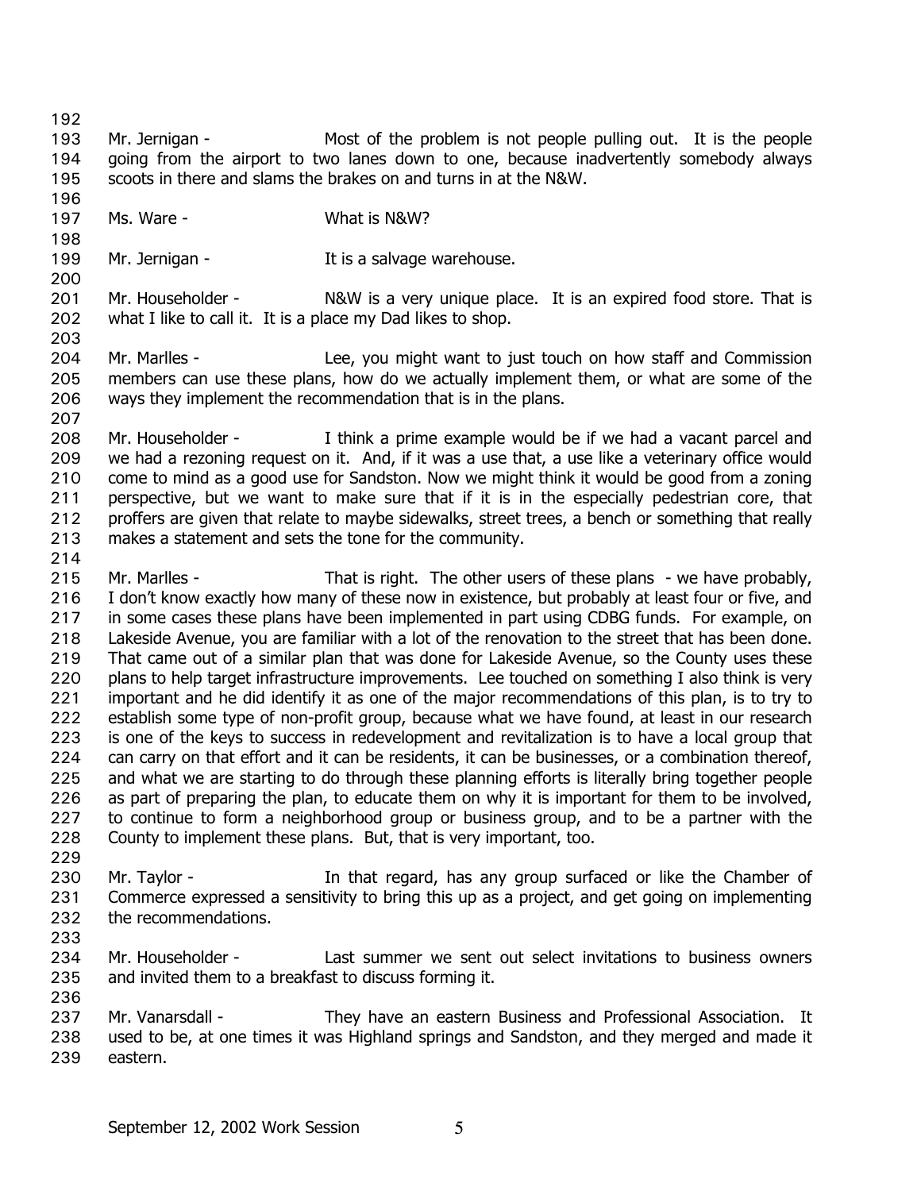Mr. Jernigan - Most of the problem is not people pulling out. It is the people going from the airport to two lanes down to one, because inadvertently somebody always scoots in there and slams the brakes on and turns in at the N&W.

Ms. Ware - What is N&W?

Mr. Jernigan - It is a salvage warehouse.

Mr. Householder - N&W is a very unique place. It is an expired food store. That is what I like to call it. It is a place my Dad likes to shop.

Mr. Marlles - Lee, you might want to just touch on how staff and Commission members can use these plans, how do we actually implement them, or what are some of the ways they implement the recommendation that is in the plans.

Mr. Householder - I think a prime example would be if we had a vacant parcel and we had a rezoning request on it. And, if it was a use that, a use like a veterinary office would come to mind as a good use for Sandston. Now we might think it would be good from a zoning perspective, but we want to make sure that if it is in the especially pedestrian core, that proffers are given that relate to maybe sidewalks, street trees, a bench or something that really makes a statement and sets the tone for the community.

Mr. Marlles - That is right. The other users of these plans - we have probably, I don't know exactly how many of these now in existence, but probably at least four or five, and in some cases these plans have been implemented in part using CDBG funds. For example, on Lakeside Avenue, you are familiar with a lot of the renovation to the street that has been done. That came out of a similar plan that was done for Lakeside Avenue, so the County uses these plans to help target infrastructure improvements. Lee touched on something I also think is very important and he did identify it as one of the major recommendations of this plan, is to try to establish some type of non-profit group, because what we have found, at least in our research is one of the keys to success in redevelopment and revitalization is to have a local group that can carry on that effort and it can be residents, it can be businesses, or a combination thereof, and what we are starting to do through these planning efforts is literally bring together people as part of preparing the plan, to educate them on why it is important for them to be involved, to continue to form a neighborhood group or business group, and to be a partner with the County to implement these plans. But, that is very important, too.

Mr. Taylor - In that regard, has any group surfaced or like the Chamber of Commerce expressed a sensitivity to bring this up as a project, and get going on implementing the recommendations.

Mr. Householder - Last summer we sent out select invitations to business owners and invited them to a breakfast to discuss forming it.

Mr. Vanarsdall - They have an eastern Business and Professional Association. It used to be, at one times it was Highland springs and Sandston, and they merged and made it eastern.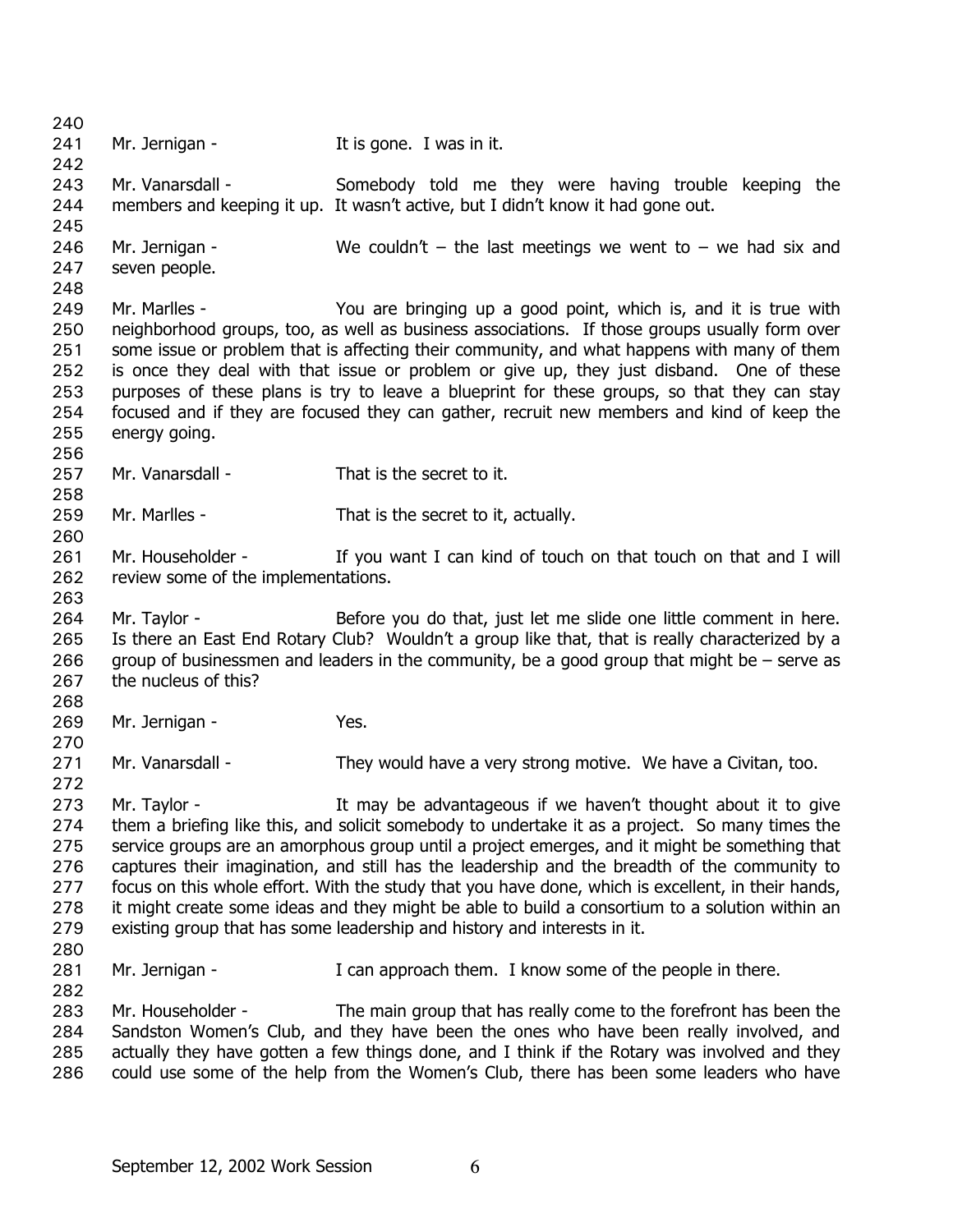Mr. Jernigan - It is gone. I was in it.

Mr. Vanarsdall - Somebody told me they were having trouble keeping the members and keeping it up. It wasn't active, but I didn't know it had gone out.

Mr. Jernigan - We couldn't – the last meetings we went to – we had six and seven people.

Mr. Marlles - You are bringing up a good point, which is, and it is true with neighborhood groups, too, as well as business associations. If those groups usually form over some issue or problem that is affecting their community, and what happens with many of them is once they deal with that issue or problem or give up, they just disband. One of these purposes of these plans is try to leave a blueprint for these groups, so that they can stay focused and if they are focused they can gather, recruit new members and kind of keep the energy going.

Mr. Vanarsdall - That is the secret to it.

Mr. Marlles - That is the secret to it, actually.

Mr. Householder - If you want I can kind of touch on that touch on that and I will review some of the implementations.

Mr. Taylor - Before you do that, just let me slide one little comment in here. Is there an East End Rotary Club? Wouldn't a group like that, that is really characterized by a group of businessmen and leaders in the community, be a good group that might be – serve as the nucleus of this?

Mr. Jernigan - Yes.

Mr. Vanarsdall - They would have a very strong motive. We have a Civitan, too.

Mr. Taylor - It may be advantageous if we haven't thought about it to give them a briefing like this, and solicit somebody to undertake it as a project. So many times the service groups are an amorphous group until a project emerges, and it might be something that captures their imagination, and still has the leadership and the breadth of the community to focus on this whole effort. With the study that you have done, which is excellent, in their hands, it might create some ideas and they might be able to build a consortium to a solution within an existing group that has some leadership and history and interests in it.

Mr. Jernigan - I can approach them. I know some of the people in there.

Mr. Householder - The main group that has really come to the forefront has been the Sandston Women's Club, and they have been the ones who have been really involved, and actually they have gotten a few things done, and I think if the Rotary was involved and they could use some of the help from the Women's Club, there has been some leaders who have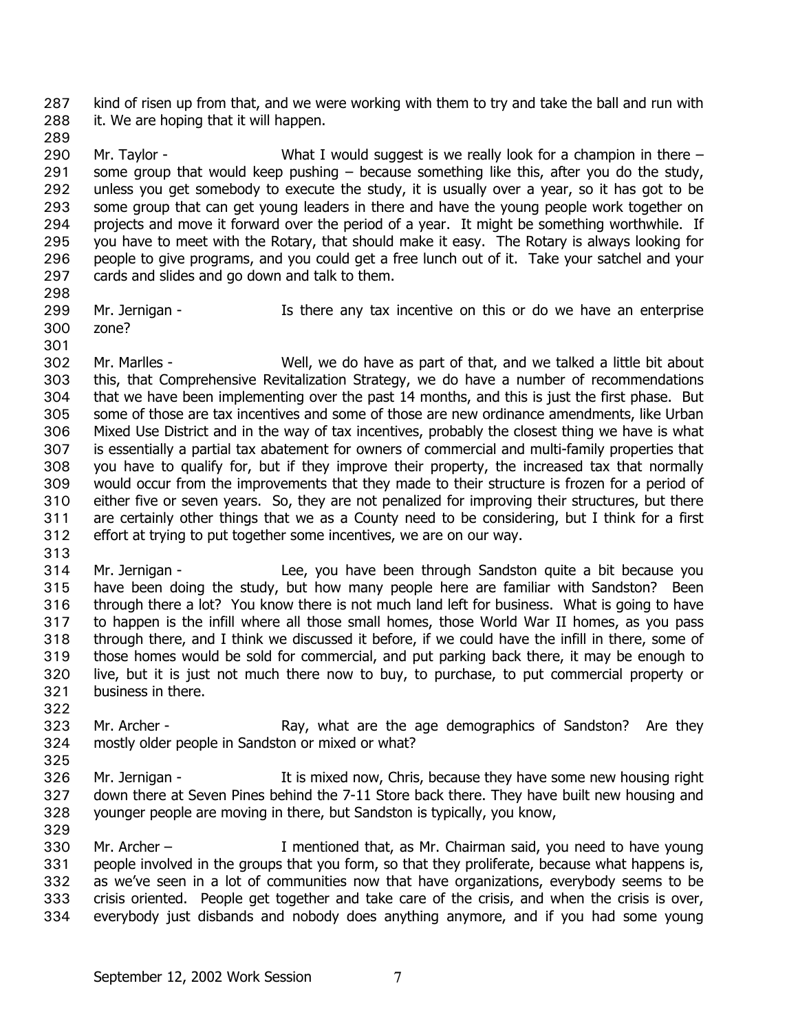kind of risen up from that, and we were working with them to try and take the ball and run with it. We are hoping that it will happen.

Mr. Taylor - What I would suggest is we really look for a champion in there – some group that would keep pushing – because something like this, after you do the study, unless you get somebody to execute the study, it is usually over a year, so it has got to be some group that can get young leaders in there and have the young people work together on projects and move it forward over the period of a year. It might be something worthwhile. If you have to meet with the Rotary, that should make it easy. The Rotary is always looking for people to give programs, and you could get a free lunch out of it. Take your satchel and your cards and slides and go down and talk to them.

Mr. Jernigan - Is there any tax incentive on this or do we have an enterprise zone?

Mr. Marlles - Well, we do have as part of that, and we talked a little bit about this, that Comprehensive Revitalization Strategy, we do have a number of recommendations that we have been implementing over the past 14 months, and this is just the first phase. But some of those are tax incentives and some of those are new ordinance amendments, like Urban Mixed Use District and in the way of tax incentives, probably the closest thing we have is what is essentially a partial tax abatement for owners of commercial and multi-family properties that you have to qualify for, but if they improve their property, the increased tax that normally would occur from the improvements that they made to their structure is frozen for a period of either five or seven years. So, they are not penalized for improving their structures, but there are certainly other things that we as a County need to be considering, but I think for a first effort at trying to put together some incentives, we are on our way.

Mr. Jernigan - Lee, you have been through Sandston quite a bit because you have been doing the study, but how many people here are familiar with Sandston? Been through there a lot? You know there is not much land left for business. What is going to have to happen is the infill where all those small homes, those World War II homes, as you pass through there, and I think we discussed it before, if we could have the infill in there, some of those homes would be sold for commercial, and put parking back there, it may be enough to live, but it is just not much there now to buy, to purchase, to put commercial property or business in there.

Mr. Archer - Ray, what are the age demographics of Sandston? Are they mostly older people in Sandston or mixed or what?

Mr. Jernigan - It is mixed now, Chris, because they have some new housing right down there at Seven Pines behind the 7-11 Store back there. They have built new housing and younger people are moving in there, but Sandston is typically, you know,

Mr. Archer – I mentioned that, as Mr. Chairman said, you need to have young people involved in the groups that you form, so that they proliferate, because what happens is, as we've seen in a lot of communities now that have organizations, everybody seems to be crisis oriented. People get together and take care of the crisis, and when the crisis is over, everybody just disbands and nobody does anything anymore, and if you had some young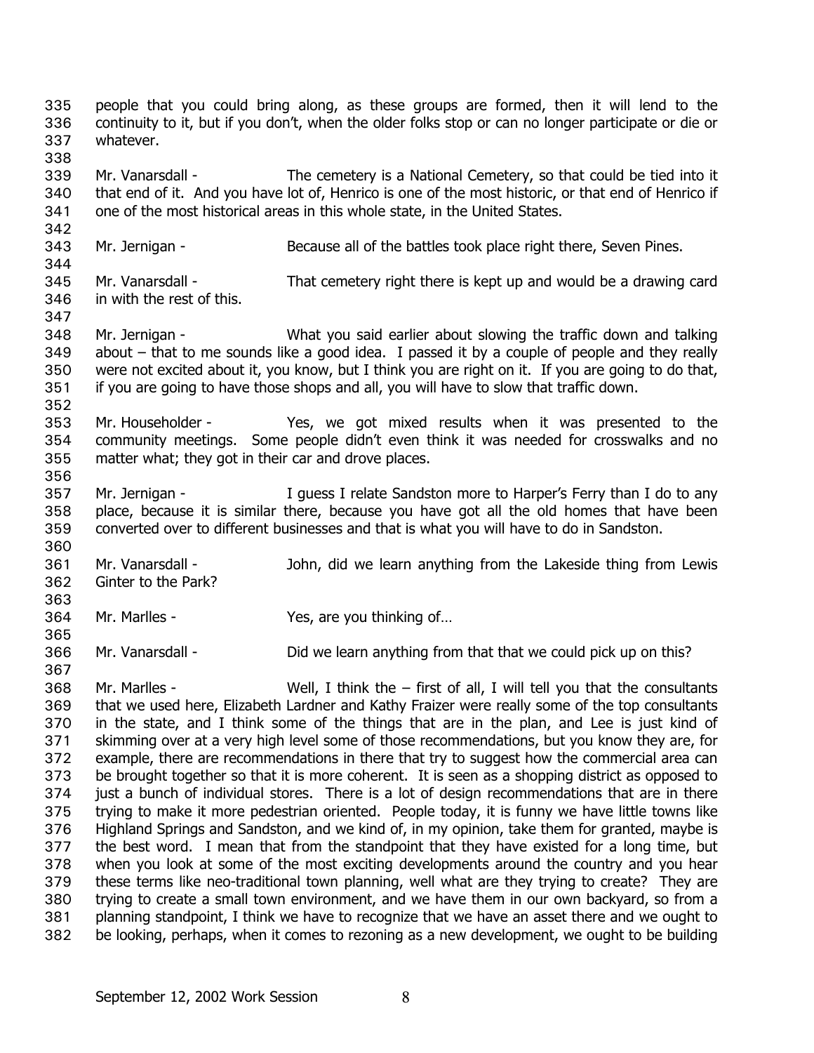people that you could bring along, as these groups are formed, then it will lend to the continuity to it, but if you don't, when the older folks stop or can no longer participate or die or whatever.

Mr. Vanarsdall - The cemetery is a National Cemetery, so that could be tied into it that end of it. And you have lot of, Henrico is one of the most historic, or that end of Henrico if one of the most historical areas in this whole state, in the United States.

Mr. Jernigan - Because all of the battles took place right there, Seven Pines.

Mr. Vanarsdall - That cemetery right there is kept up and would be a drawing card in with the rest of this.

Mr. Jernigan - What you said earlier about slowing the traffic down and talking about – that to me sounds like a good idea. I passed it by a couple of people and they really were not excited about it, you know, but I think you are right on it. If you are going to do that, if you are going to have those shops and all, you will have to slow that traffic down.

Mr. Householder - Yes, we got mixed results when it was presented to the community meetings. Some people didn't even think it was needed for crosswalks and no matter what; they got in their car and drove places.

Mr. Jernigan - I guess I relate Sandston more to Harper's Ferry than I do to any place, because it is similar there, because you have got all the old homes that have been converted over to different businesses and that is what you will have to do in Sandston.

Mr. Vanarsdall - John, did we learn anything from the Lakeside thing from Lewis Ginter to the Park?

Mr. Marlles - Yes, are you thinking of…

Mr. Vanarsdall - Did we learn anything from that that we could pick up on this?

Mr. Marlles - Well, I think the – first of all, I will tell you that the consultants that we used here, Elizabeth Lardner and Kathy Fraizer were really some of the top consultants in the state, and I think some of the things that are in the plan, and Lee is just kind of skimming over at a very high level some of those recommendations, but you know they are, for example, there are recommendations in there that try to suggest how the commercial area can be brought together so that it is more coherent. It is seen as a shopping district as opposed to just a bunch of individual stores. There is a lot of design recommendations that are in there trying to make it more pedestrian oriented. People today, it is funny we have little towns like Highland Springs and Sandston, and we kind of, in my opinion, take them for granted, maybe is the best word. I mean that from the standpoint that they have existed for a long time, but when you look at some of the most exciting developments around the country and you hear these terms like neo-traditional town planning, well what are they trying to create? They are trying to create a small town environment, and we have them in our own backyard, so from a planning standpoint, I think we have to recognize that we have an asset there and we ought to be looking, perhaps, when it comes to rezoning as a new development, we ought to be building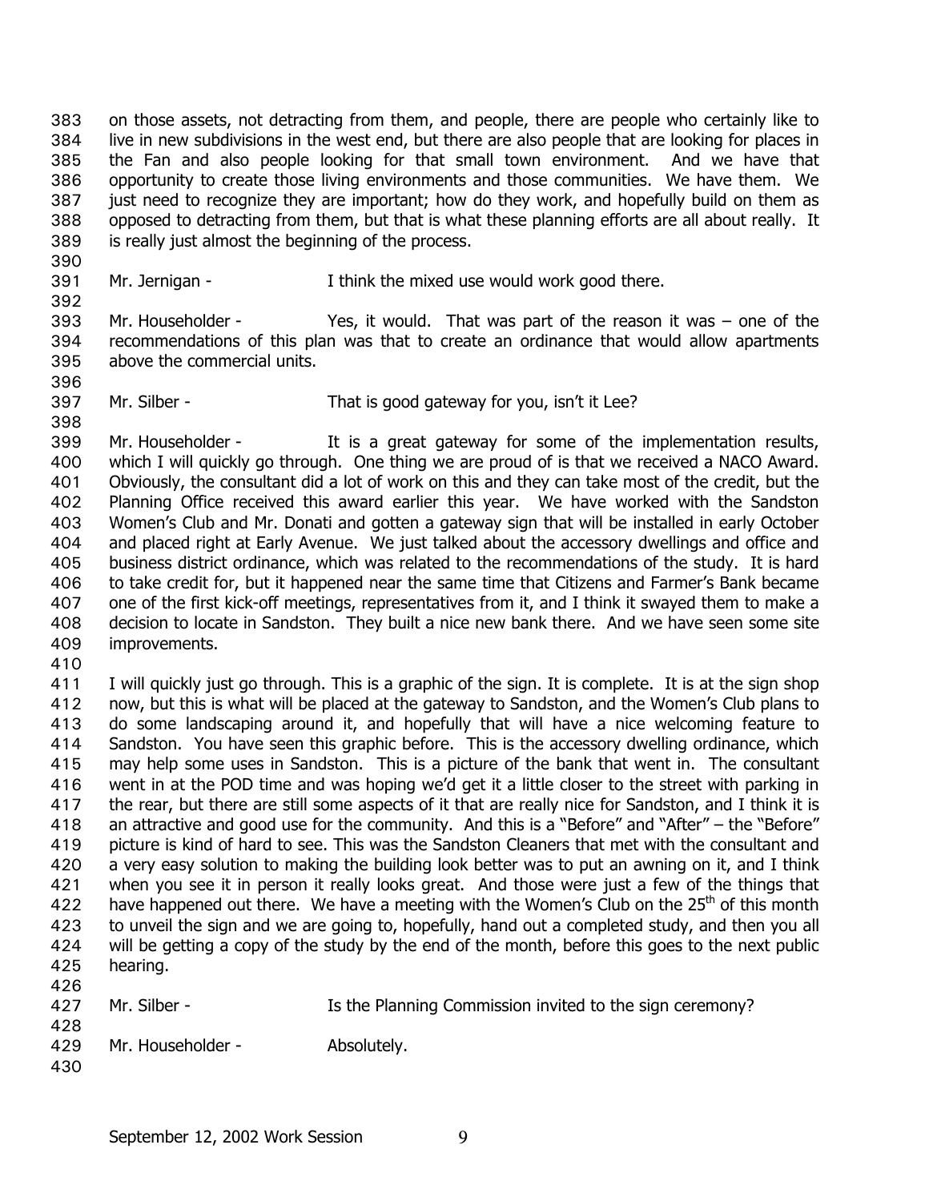on those assets, not detracting from them, and people, there are people who certainly like to live in new subdivisions in the west end, but there are also people that are looking for places in the Fan and also people looking for that small town environment. And we have that opportunity to create those living environments and those communities. We have them. We just need to recognize they are important; how do they work, and hopefully build on them as opposed to detracting from them, but that is what these planning efforts are all about really. It is really just almost the beginning of the process.

Mr. Jernigan - I think the mixed use would work good there.

Mr. Householder - Yes, it would. That was part of the reason it was – one of the recommendations of this plan was that to create an ordinance that would allow apartments above the commercial units.

Mr. Silber - That is good gateway for you, isn't it Lee?

Mr. Householder - It is a great gateway for some of the implementation results, which I will quickly go through. One thing we are proud of is that we received a NACO Award. Obviously, the consultant did a lot of work on this and they can take most of the credit, but the Planning Office received this award earlier this year. We have worked with the Sandston Women's Club and Mr. Donati and gotten a gateway sign that will be installed in early October and placed right at Early Avenue. We just talked about the accessory dwellings and office and business district ordinance, which was related to the recommendations of the study. It is hard to take credit for, but it happened near the same time that Citizens and Farmer's Bank became one of the first kick-off meetings, representatives from it, and I think it swayed them to make a decision to locate in Sandston. They built a nice new bank there. And we have seen some site improvements.

I will quickly just go through. This is a graphic of the sign. It is complete. It is at the sign shop now, but this is what will be placed at the gateway to Sandston, and the Women's Club plans to do some landscaping around it, and hopefully that will have a nice welcoming feature to Sandston. You have seen this graphic before. This is the accessory dwelling ordinance, which may help some uses in Sandston. This is a picture of the bank that went in. The consultant went in at the POD time and was hoping we'd get it a little closer to the street with parking in the rear, but there are still some aspects of it that are really nice for Sandston, and I think it is an attractive and good use for the community. And this is a "Before" and "After" – the "Before" picture is kind of hard to see. This was the Sandston Cleaners that met with the consultant and a very easy solution to making the building look better was to put an awning on it, and I think when you see it in person it really looks great. And those were just a few of the things that have happened out there. We have a meeting with the Women's Club on the 25th of this month to unveil the sign and we are going to, hopefully, hand out a completed study, and then you all will be getting a copy of the study by the end of the month, before this goes to the next public hearing.

Mr. Silber - Is the Planning Commission invited to the sign ceremony?

Mr. Householder - Absolutely.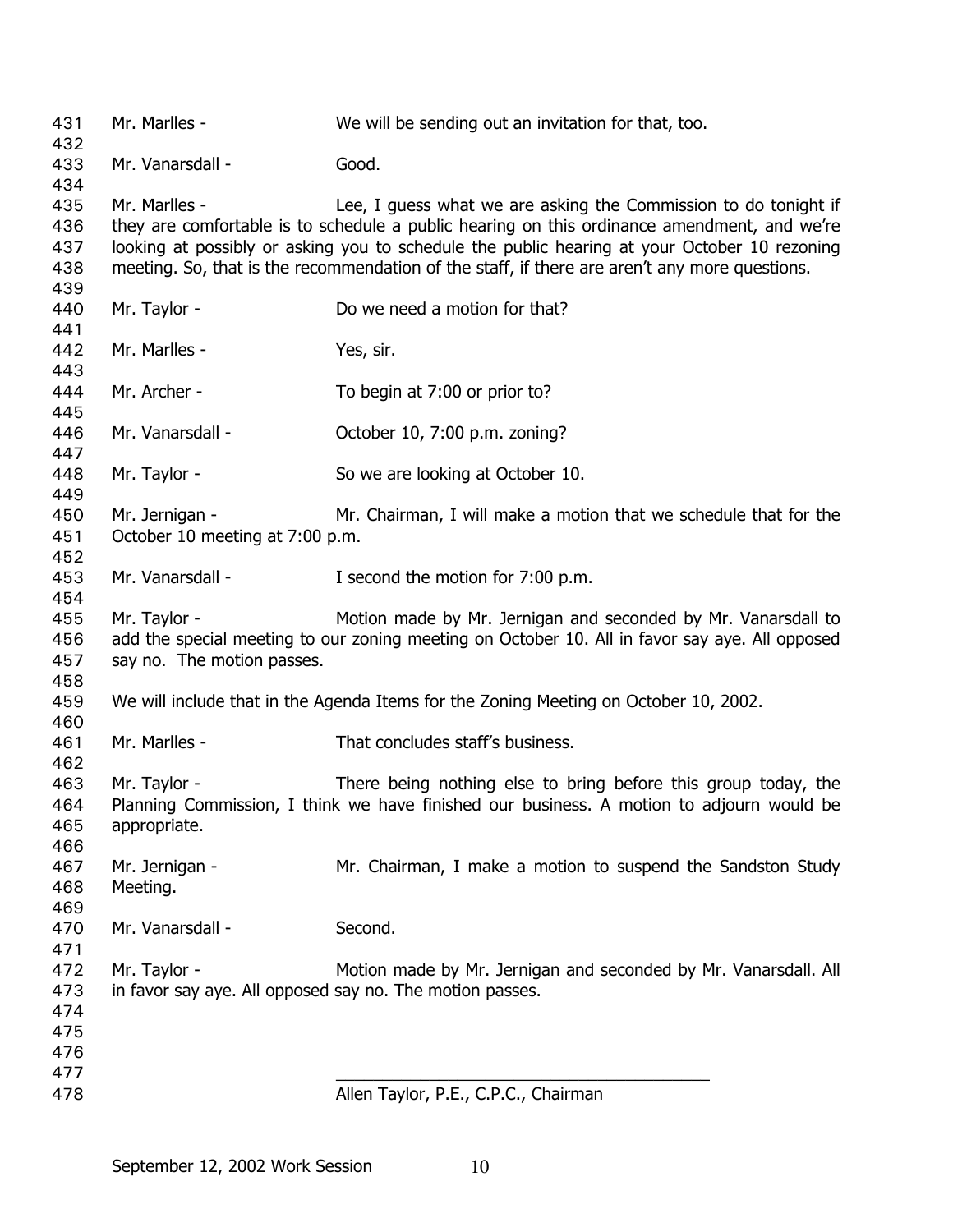Mr. Marlles - We will be sending out an invitation for that, too.

Mr. Vanarsdall - Good.

Mr. Marlles - Lee, I guess what we are asking the Commission to do tonight if they are comfortable is to schedule a public hearing on this ordinance amendment, and we're looking at possibly or asking you to schedule the public hearing at your October 10 rezoning meeting. So, that is the recommendation of the staff, if there aren't any more questions.

Mr. Taylor - Do we need a motion for that?

Mr. Marlles - Yes, sir.

Mr. Archer - To begin at 7:00 or prior to?

Mr. Vanarsdall - October 10, 7:00 p.m. zoning?

Mr. Taylor - So we are looking at October 10.

Mr. Jernigan - Mr. Chairman, I will make a motion that we schedule that for the October 10 meeting at 7:00 p.m.

Mr. Vanarsdall - I second the motion for 7:00 p.m.

Mr. Taylor - Motion made by Mr. Jernigan and seconded by Mr. Vanarsdall to add the special meeting to our zoning meeting on October 10. All in favor say aye. All opposed say no. The motion passes.

We will include that in the Agenda Items for the Zoning Meeting on October 10, 2002.

Mr. Marlles - That concludes staff's business.

Mr. Taylor - There being nothing else to bring before this group today, the Planning Commission, I think we have finished our business. A motion to adjourn would be appropriate.

Mr. Jernigan - Mr. Chairman, I make a motion to suspend the Sandston Study Meeting.

Mr. Vanarsdall - Second.

Mr. Taylor - Motion made by Mr. Jernigan and seconded by Mr. Vanarsdall. All in favor say aye. All opposed say no. The motion passes.

\_\_\_\_\_\_\_\_\_\_\_\_\_\_\_\_\_\_\_\_\_\_\_\_\_\_\_\_\_\_\_\_\_\_\_\_\_\_\_\_

Allen Taylor, P.E., C.P.C., Chairman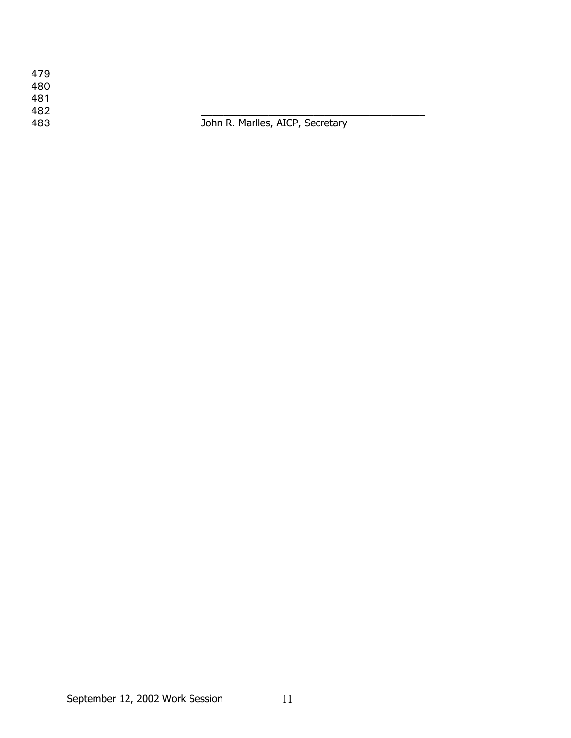479
480
481
482 \_\_\_\_\_\_\_\_\_\_\_\_\_\_\_\_\_\_\_\_\_\_\_\_\_\_\_\_\_\_\_\_\_\_\_\_\_\_\_\_
483 John R. Marlles, AICP, Secretary